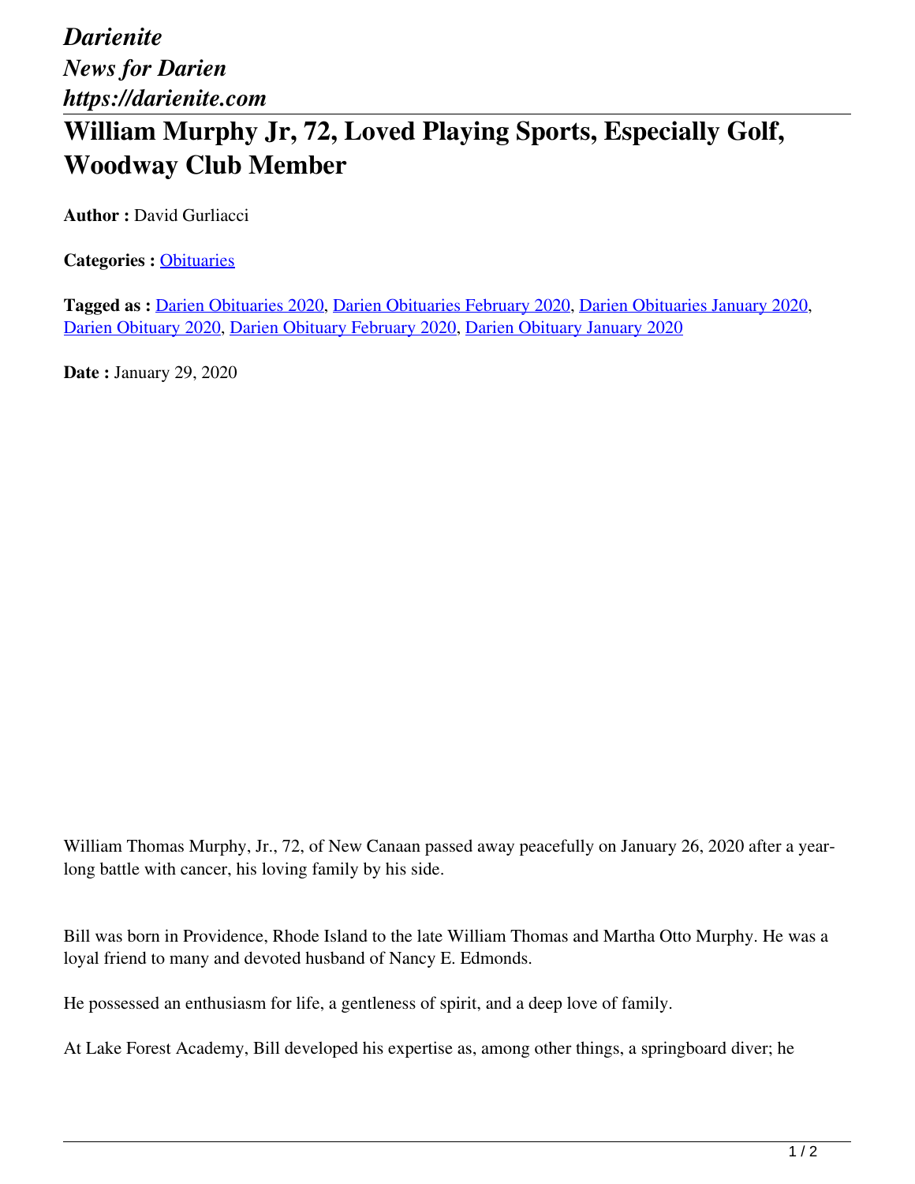*Darienite*
*News for Darien*
*https://darienite.com*

# William Murphy Jr, 72, Loved Playing Sports, Especially Golf, Woodway Club Member

**Author :** David Gurliacci

**Categories :** Obituaries

**Tagged as :** Darien Obituaries 2020, Darien Obituaries February 2020, Darien Obituaries January 2020, Darien Obituary 2020, Darien Obituary February 2020, Darien Obituary January 2020

**Date :** January 29, 2020

William Thomas Murphy, Jr., 72, of New Canaan passed away peacefully on January 26, 2020 after a year-long battle with cancer, his loving family by his side.

Bill was born in Providence, Rhode Island to the late William Thomas and Martha Otto Murphy. He was a loyal friend to many and devoted husband of Nancy E. Edmonds.

He possessed an enthusiasm for life, a gentleness of spirit, and a deep love of family.

At Lake Forest Academy, Bill developed his expertise as, among other things, a springboard diver; he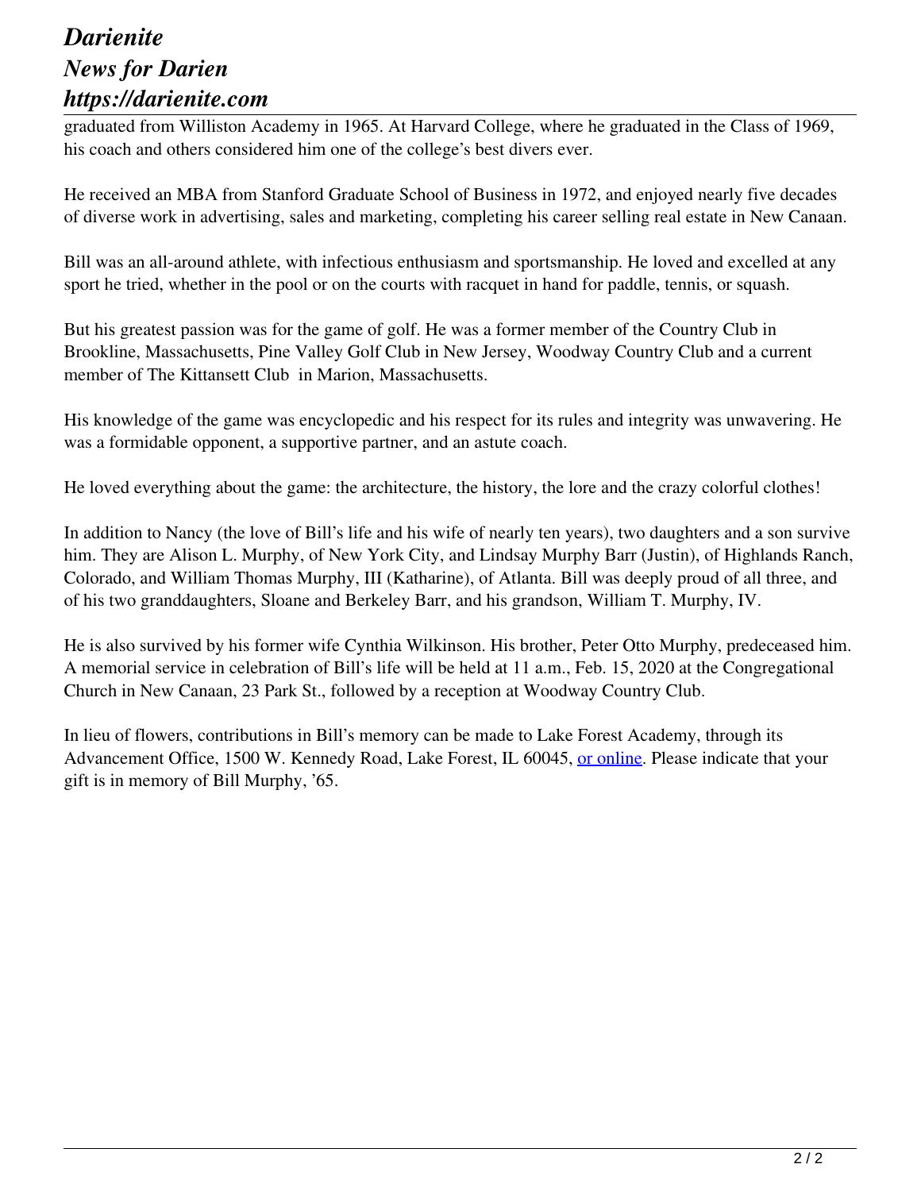graduated from Williston Academy in 1965. At Harvard College, where he graduated in the Class of 1969, his coach and others considered him one of the college's best divers ever.

He received an MBA from Stanford Graduate School of Business in 1972, and enjoyed nearly five decades of diverse work in advertising, sales and marketing, completing his career selling real estate in New Canaan.

Bill was an all-around athlete, with infectious enthusiasm and sportsmanship. He loved and excelled at any sport he tried, whether in the pool or on the courts with racquet in hand for paddle, tennis, or squash.

But his greatest passion was for the game of golf. He was a former member of the Country Club in Brookline, Massachusetts, Pine Valley Golf Club in New Jersey, Woodway Country Club and a current member of The Kittansett Club in Marion, Massachusetts.

His knowledge of the game was encyclopedic and his respect for its rules and integrity was unwavering. He was a formidable opponent, a supportive partner, and an astute coach.

He loved everything about the game: the architecture, the history, the lore and the crazy colorful clothes!

In addition to Nancy (the love of Bill's life and his wife of nearly ten years), two daughters and a son survive him. They are Alison L. Murphy, of New York City, and Lindsay Murphy Barr (Justin), of Highlands Ranch, Colorado, and William Thomas Murphy, III (Katharine), of Atlanta. Bill was deeply proud of all three, and of his two granddaughters, Sloane and Berkeley Barr, and his grandson, William T. Murphy, IV.

He is also survived by his former wife Cynthia Wilkinson. His brother, Peter Otto Murphy, predeceased him. A memorial service in celebration of Bill's life will be held at 11 a.m., Feb. 15, 2020 at the Congregational Church in New Canaan, 23 Park St., followed by a reception at Woodway Country Club.

In lieu of flowers, contributions in Bill's memory can be made to Lake Forest Academy, through its Advancement Office, 1500 W. Kennedy Road, Lake Forest, IL 60045, or online. Please indicate that your gift is in memory of Bill Murphy, '65.